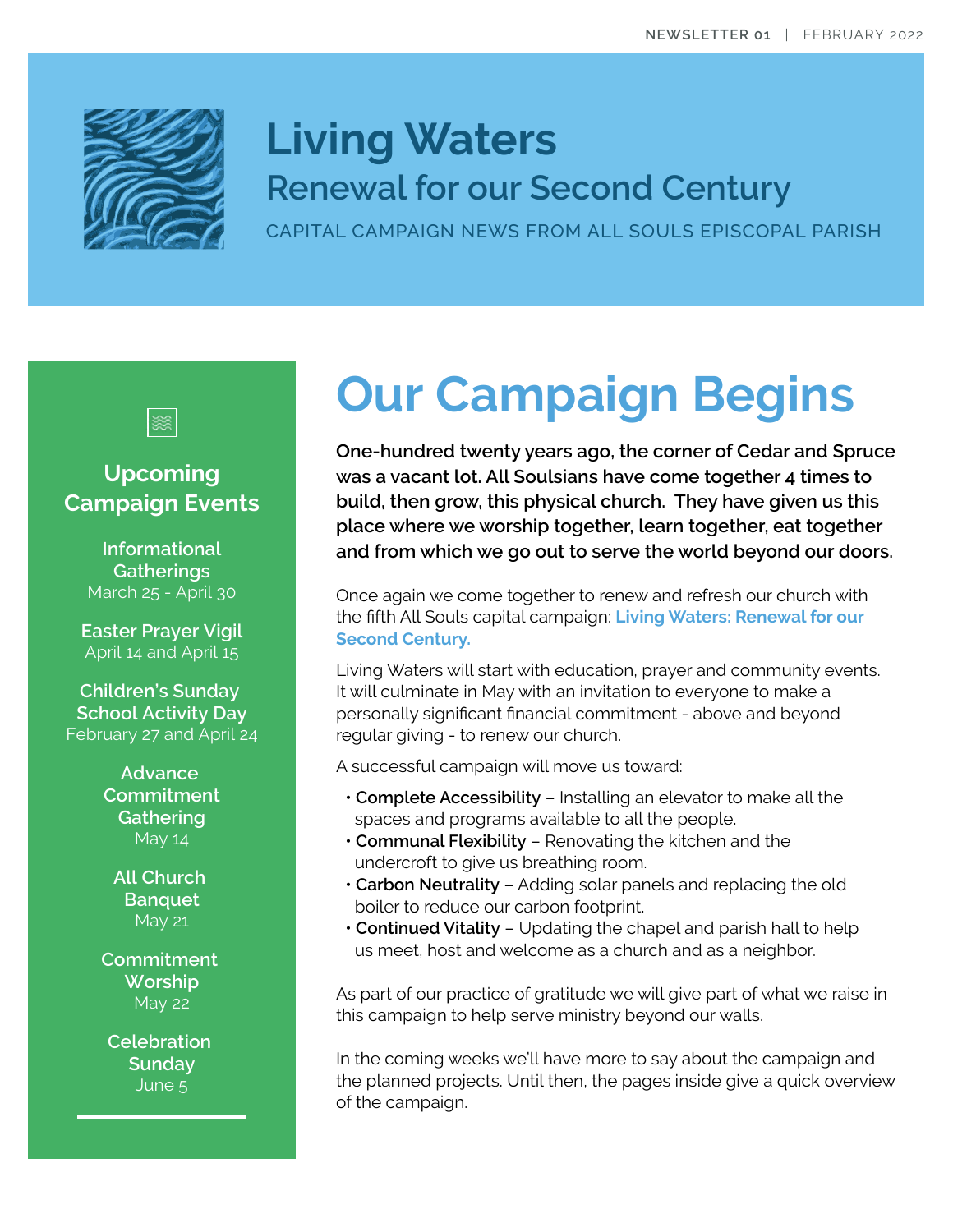# Living Waters

## Renewal for our Second Century

CAPITAL CAMPAIGN NEWS FROM ALL SOULS EPISCOPAL PARISH

## Our Campaign Begins

**One-hundred twenty years ago, the corner of Cedar and Spruce was a vacant lot. All Soulsians have come together 4 times to build, then grow, this physical church. They have given us this place where we worship together, learn together, eat together and from which we go out to serve the world beyond our doors.**

Once again we come together to renew and refresh our church with the fifth All Souls capital campaign: **Living Waters: Renewal for our Second Century.**

Living Waters will start with education, prayer and community events. It will culminate in May with an invitation to everyone to make a personally significant financial commitment - above and beyond regular giving - to renew our church.

A successful campaign will move us toward:

- **Complete Accessibility** – Installing an elevator to make all the spaces and programs available to all the people.
- **Communal Flexibility** – Renovating the kitchen and the undercroft to give us breathing room.
- **Carbon Neutrality** – Adding solar panels and replacing the old boiler to reduce our carbon footprint.
- **Continued Vitality** – Updating the chapel and parish hall to help us meet, host and welcome as a church and as a neighbor.

As part of our practice of gratitude we will give part of what we raise in this campaign to help serve ministry beyond our walls.

In the coming weeks we'll have more to say about the campaign and the planned projects. Until then, the pages inside give a quick overview of the campaign.

### Upcoming Campaign Events

**Informational Gatherings**
March 25 - April 30

**Easter Prayer Vigil**
April 14 and April 15

**Children's Sunday School Activity Day**
February 27 and April 24

**Advance Commitment Gathering**
May 14

**All Church Banquet**
May 21

**Commitment Worship**
May 22

**Celebration Sunday**
June 5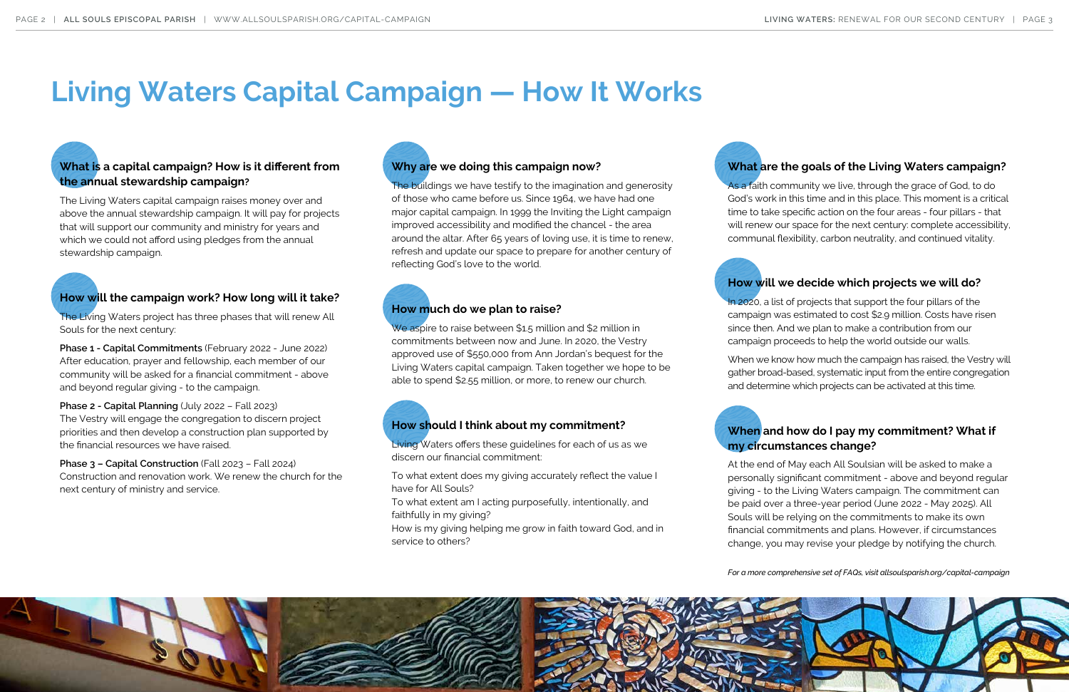# Living Waters Capital Campaign — How It Works

### What is a capital campaign? How is it different from the annual stewardship campaign?

The Living Waters capital campaign raises money over and above the annual stewardship campaign. It will pay for projects that will support our community and ministry for years and which we could not afford using pledges from the annual stewardship campaign.

### How will the campaign work? How long will it take?

The Living Waters project has three phases that will renew All Souls for the next century:

**Phase 1 - Capital Commitments** (February 2022 - June 2022)
After education, prayer and fellowship, each member of our community will be asked for a financial commitment - above and beyond regular giving - to the campaign.

**Phase 2 - Capital Planning** (July 2022 – Fall 2023)
The Vestry will engage the congregation to discern project priorities and then develop a construction plan supported by the financial resources we have raised.

**Phase 3 – Capital Construction** (Fall 2023 – Fall 2024)
Construction and renovation work. We renew the church for the next century of ministry and service.

### Why are we doing this campaign now?

The buildings we have testify to the imagination and generosity of those who came before us. Since 1964, we have had one major capital campaign. In 1999 the Inviting the Light campaign improved accessibility and modified the chancel - the area around the altar. After 65 years of loving use, it is time to renew, refresh and update our space to prepare for another century of reflecting God's love to the world.

### How much do we plan to raise?

We aspire to raise between $1.5 million and $2 million in commitments between now and June. In 2020, the Vestry approved use of $550,000 from Ann Jordan's bequest for the Living Waters capital campaign. Taken together we hope to be able to spend $2.55 million, or more, to renew our church.

### How should I think about my commitment?

Living Waters offers these guidelines for each of us as we discern our financial commitment:

To what extent does my giving accurately reflect the value I have for All Souls?
To what extent am I acting purposefully, intentionally, and faithfully in my giving?
How is my giving helping me grow in faith toward God, and in service to others?

### What are the goals of the Living Waters campaign?

As a faith community we live, through the grace of God, to do God's work in this time and in this place. This moment is a critical time to take specific action on the four areas - four pillars - that will renew our space for the next century: complete accessibility, communal flexibility, carbon neutrality, and continued vitality.

### How will we decide which projects we will do?

In 2020, a list of projects that support the four pillars of the campaign was estimated to cost $2.9 million. Costs have risen since then. And we plan to make a contribution from our campaign proceeds to help the world outside our walls.

When we know how much the campaign has raised, the Vestry will gather broad-based, systematic input from the entire congregation and determine which projects can be activated at this time.

### When and how do I pay my commitment? What if my circumstances change?

At the end of May each All Soulsian will be asked to make a personally significant commitment - above and beyond regular giving - to the Living Waters campaign. The commitment can be paid over a three-year period (June 2022 - May 2025). All Souls will be relying on the commitments to make its own financial commitments and plans. However, if circumstances change, you may revise your pledge by notifying the church.

*For a more comprehensive set of FAQs, visit allsoulsparish.org/capital-campaign*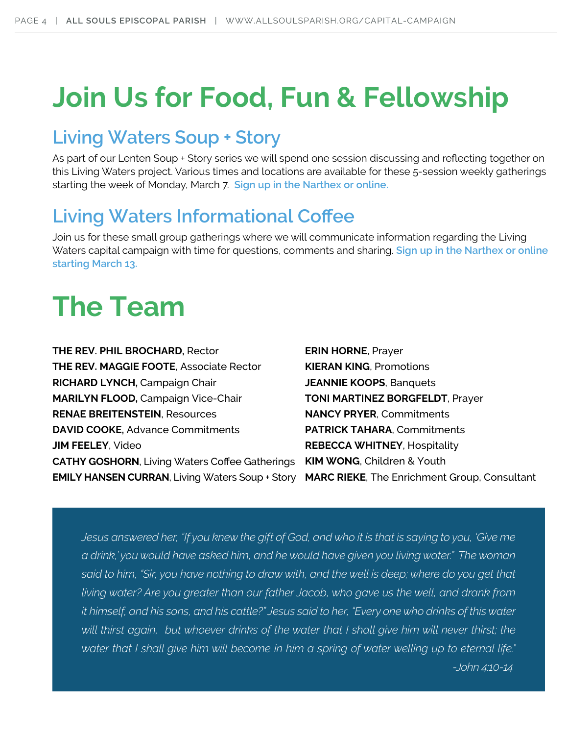# Join Us for Food, Fun & Fellowship

## Living Waters Soup + Story

As part of our Lenten Soup + Story series we will spend one session discussing and reflecting together on this Living Waters project. Various times and locations are available for these 5-session weekly gatherings starting the week of Monday, March 7. **Sign up in the Narthex or online.**

## Living Waters Informational Coffee

Join us for these small group gatherings where we will communicate information regarding the Living Waters capital campaign with time for questions, comments and sharing. **Sign up in the Narthex or online starting March 13.**

# The Team

**THE REV. PHIL BROCHARD,** Rector
**THE REV. MAGGIE FOOTE**, Associate Rector
**RICHARD LYNCH,** Campaign Chair
**MARILYN FLOOD,** Campaign Vice-Chair
**RENAE BREITENSTEIN**, Resources
**DAVID COOKE,** Advance Commitments
**JIM FEELEY**, Video
**CATHY GOSHORN**, Living Waters Coffee Gatherings
**EMILY HANSEN CURRAN**, Living Waters Soup + Story
**ERIN HORNE**, Prayer
**KIERAN KING**, Promotions
**JEANNIE KOOPS**, Banquets
**TONI MARTINEZ BORGFELDT**, Prayer
**NANCY PRYER**, Commitments
**PATRICK TAHARA**, Commitments
**REBECCA WHITNEY**, Hospitality
**KIM WONG**, Children & Youth
**MARC RIEKE**, The Enrichment Group, Consultant

*Jesus answered her, "If you knew the gift of God, and who it is that is saying to you, 'Give me a drink,' you would have asked him, and he would have given you living water." The woman said to him, "Sir, you have nothing to draw with, and the well is deep; where do you get that living water? Are you greater than our father Jacob, who gave us the well, and drank from it himself, and his sons, and his cattle?" Jesus said to her, "Every one who drinks of this water will thirst again, but whoever drinks of the water that I shall give him will never thirst; the water that I shall give him will become in him a spring of water welling up to eternal life."*

*-John 4:10-14*